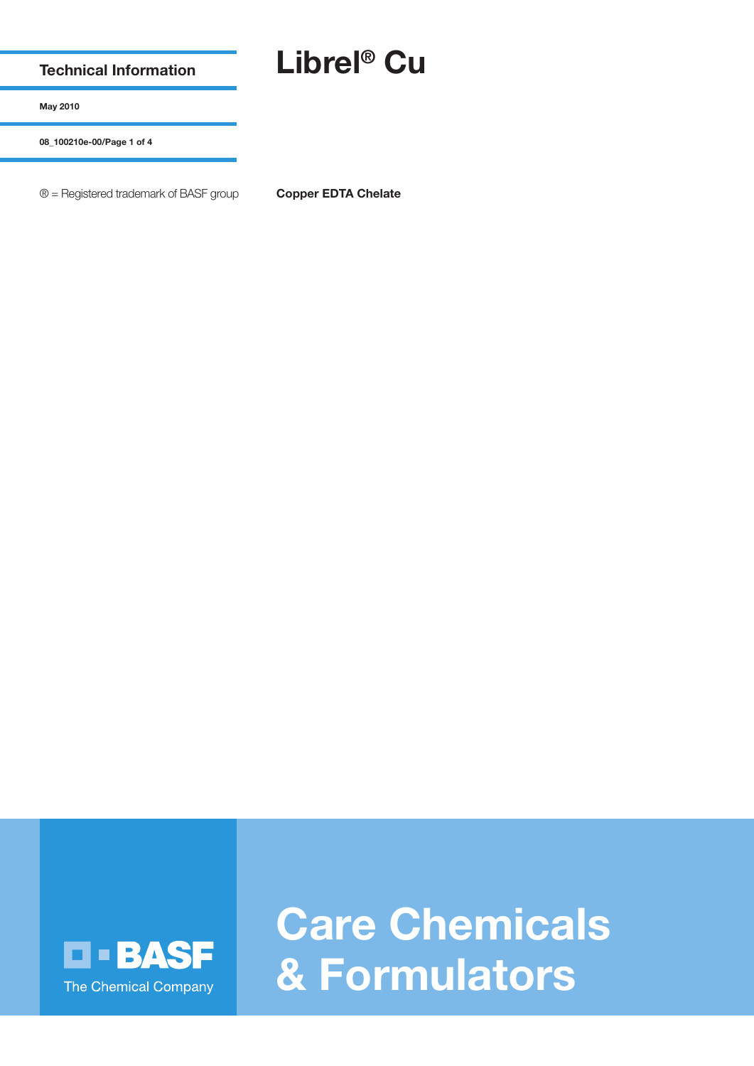Technical Information

May 2010

08_100210e-00

® = Registered trademark of BASF group

# Librel® Cu

**Copper EDTA Chelate**

BASF

The Chemical Company

Care Chemicals & Formulators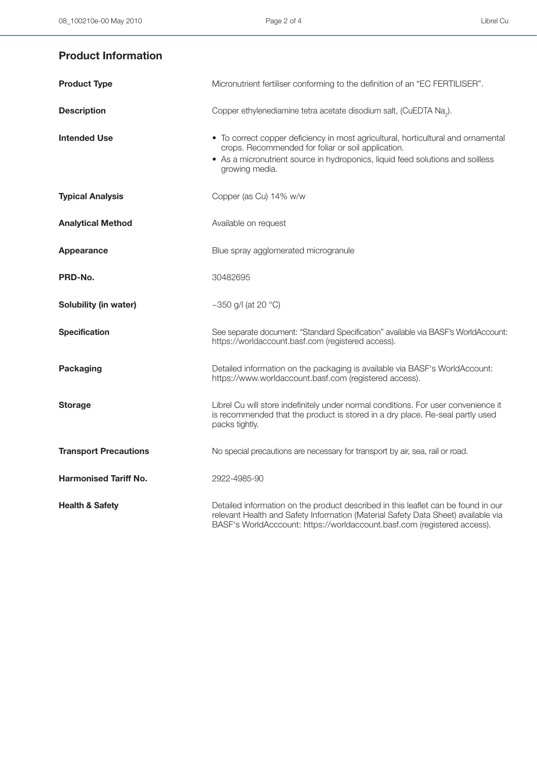## Product Information

| | |
|---|---|
| **Product Type** | Micronutrient fertiliser conforming to the definition of an "EC FERTILISER". |
| **Description** | Copper ethylenediamine tetra acetate disodium salt, (CuEDTA $Na_2$). |
| **Intended Use** | • To correct copper deficiency in most agricultural, horticultural and ornamental crops. Recommended for foliar or soil application.<br>• As a micronutrient source in hydroponics, liquid feed solutions and soilless growing media. |
| **Typical Analysis** | Copper (as Cu) 14% w/w |
| **Analytical Method** | Available on request |
| **Appearance** | Blue spray agglomerated microgranule |
| **PRD-No.** | 30482695 |
| **Solubility (in water)** | ~350 g/l (at 20 °C) |
| **Specification** | See separate document: "Standard Specification" available via BASF's WorldAccount: https://worldaccount.basf.com (registered access). |
| **Packaging** | Detailed information on the packaging is available via BASF's WorldAccount: https://www.worldaccount.basf.com (registered access). |
| **Storage** | Librel Cu will store indefinitely under normal conditions. For user convenience it is recommended that the product is stored in a dry place. Re-seal partly used packs tightly. |
| **Transport Precautions** | No special precautions are necessary for transport by air, sea, rail or road. |
| **Harmonised Tariff No.** | 2922-4985-90 |
| **Health & Safety** | Detailed information on the product described in this leaflet can be found in our relevant Health and Safety Information (Material Safety Data Sheet) available via BASF's WorldAcccount: https://worldaccount.basf.com (registered access). |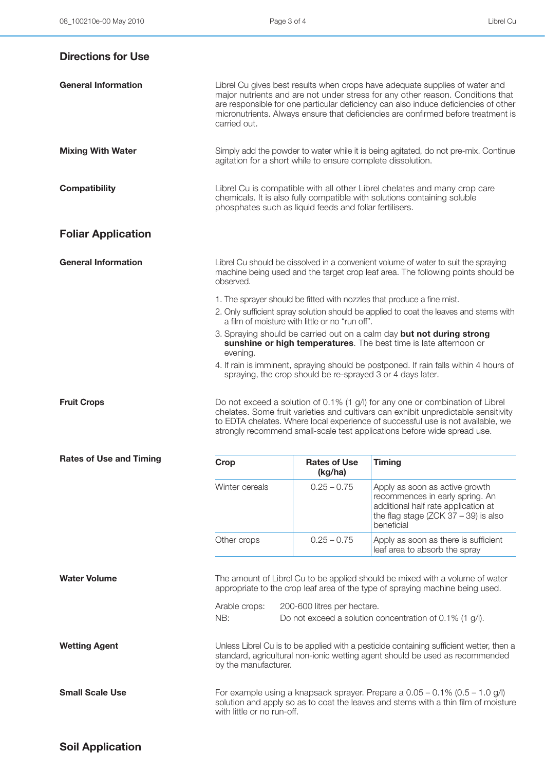## Directions for Use

### General Information

Librel Cu gives best results when crops have adequate supplies of water and major nutrients and are not under stress for any other reason. Conditions that are responsible for one particular deficiency can also induce deficiencies of other micronutrients. Always ensure that deficiencies are confirmed before treatment is carried out.

### Mixing With Water

Simply add the powder to water while it is being agitated, do not pre-mix. Continue agitation for a short while to ensure complete dissolution.

### Compatibility

Librel Cu is compatible with all other Librel chelates and many crop care chemicals. It is also fully compatible with solutions containing soluble phosphates such as liquid feeds and foliar fertilisers.

## Foliar Application

### General Information

Librel Cu should be dissolved in a convenient volume of water to suit the spraying machine being used and the target crop leaf area. The following points should be observed.

1. The sprayer should be fitted with nozzles that produce a fine mist.
2. Only sufficient spray solution should be applied to coat the leaves and stems with a film of moisture with little or no "run off".
3. Spraying should be carried out on a calm day **but not during strong sunshine or high temperatures**. The best time is late afternoon or evening.
4. If rain is imminent, spraying should be postponed. If rain falls within 4 hours of spraying, the crop should be re-sprayed 3 or 4 days later.

### Fruit Crops

Do not exceed a solution of 0.1% (1 g/l) for any one or combination of Librel chelates. Some fruit varieties and cultivars can exhibit unpredictable sensitivity to EDTA chelates. Where local experience of successful use is not available, we strongly recommend small-scale test applications before wide spread use.

### Rates of Use and Timing

| Crop | Rates of Use (kg/ha) | Timing |
|---|---|---|
| Winter cereals | 0.25 – 0.75 | Apply as soon as active growth recommences in early spring. An additional half rate application at the flag stage (ZCK 37 – 39) is also beneficial |
| Other crops | 0.25 – 0.75 | Apply as soon as there is sufficient leaf area to absorb the spray |

### Water Volume

The amount of Librel Cu to be applied should be mixed with a volume of water appropriate to the crop leaf area of the type of spraying machine being used.

Arable crops: 200-600 litres per hectare.

NB: Do not exceed a solution concentration of 0.1% (1 g/l).

### Wetting Agent

Unless Librel Cu is to be applied with a pesticide containing sufficient wetter, then a standard, agricultural non-ionic wetting agent should be used as recommended by the manufacturer.

### Small Scale Use

For example using a knapsack sprayer. Prepare a 0.05 – 0.1% (0.5 – 1.0 g/l) solution and apply so as to coat the leaves and stems with a thin film of moisture with little or no run-off.

## Soil Application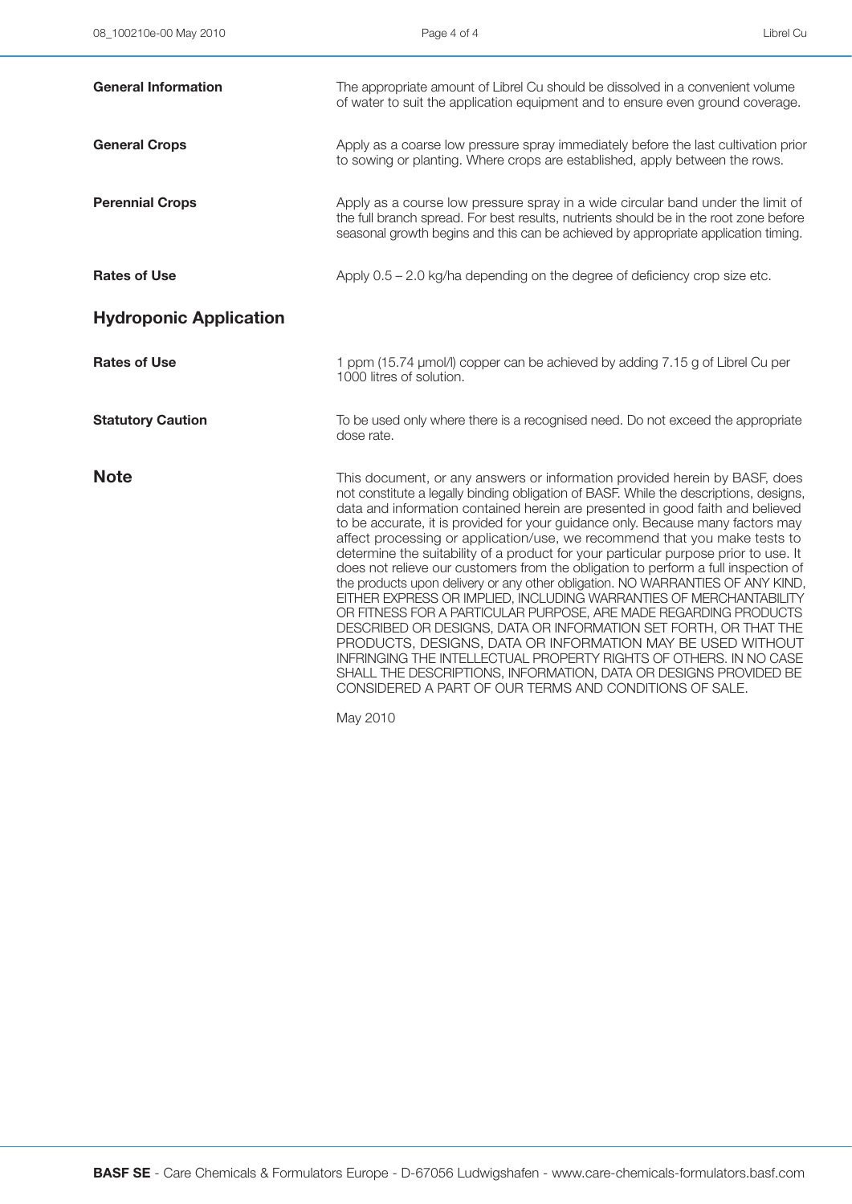**General Information**

The appropriate amount of Librel Cu should be dissolved in a convenient volume of water to suit the application equipment and to ensure even ground coverage.

**General Crops**

Apply as a coarse low pressure spray immediately before the last cultivation prior to sowing or planting. Where crops are established, apply between the rows.

**Perennial Crops**

Apply as a course low pressure spray in a wide circular band under the limit of the full branch spread. For best results, nutrients should be in the root zone before seasonal growth begins and this can be achieved by appropriate application timing.

**Rates of Use**

Apply 0.5 – 2.0 kg/ha depending on the degree of deficiency crop size etc.

## Hydroponic Application

**Rates of Use**

1 ppm (15.74 µmol/l) copper can be achieved by adding 7.15 g of Librel Cu per 1000 litres of solution.

**Statutory Caution**

To be used only where there is a recognised need. Do not exceed the appropriate dose rate.

## Note

This document, or any answers or information provided herein by BASF, does not constitute a legally binding obligation of BASF. While the descriptions, designs, data and information contained herein are presented in good faith and believed to be accurate, it is provided for your guidance only. Because many factors may affect processing or application/use, we recommend that you make tests to determine the suitability of a product for your particular purpose prior to use. It does not relieve our customers from the obligation to perform a full inspection of the products upon delivery or any other obligation. NO WARRANTIES OF ANY KIND, EITHER EXPRESS OR IMPLIED, INCLUDING WARRANTIES OF MERCHANTABILITY OR FITNESS FOR A PARTICULAR PURPOSE, ARE MADE REGARDING PRODUCTS DESCRIBED OR DESIGNS, DATA OR INFORMATION SET FORTH, OR THAT THE PRODUCTS, DESIGNS, DATA OR INFORMATION MAY BE USED WITHOUT INFRINGING THE INTELLECTUAL PROPERTY RIGHTS OF OTHERS. IN NO CASE SHALL THE DESCRIPTIONS, INFORMATION, DATA OR DESIGNS PROVIDED BE CONSIDERED A PART OF OUR TERMS AND CONDITIONS OF SALE.

May 2010

**BASF SE** - Care Chemicals & Formulators Europe - D-67056 Ludwigshafen - www.care-chemicals-formulators.basf.com